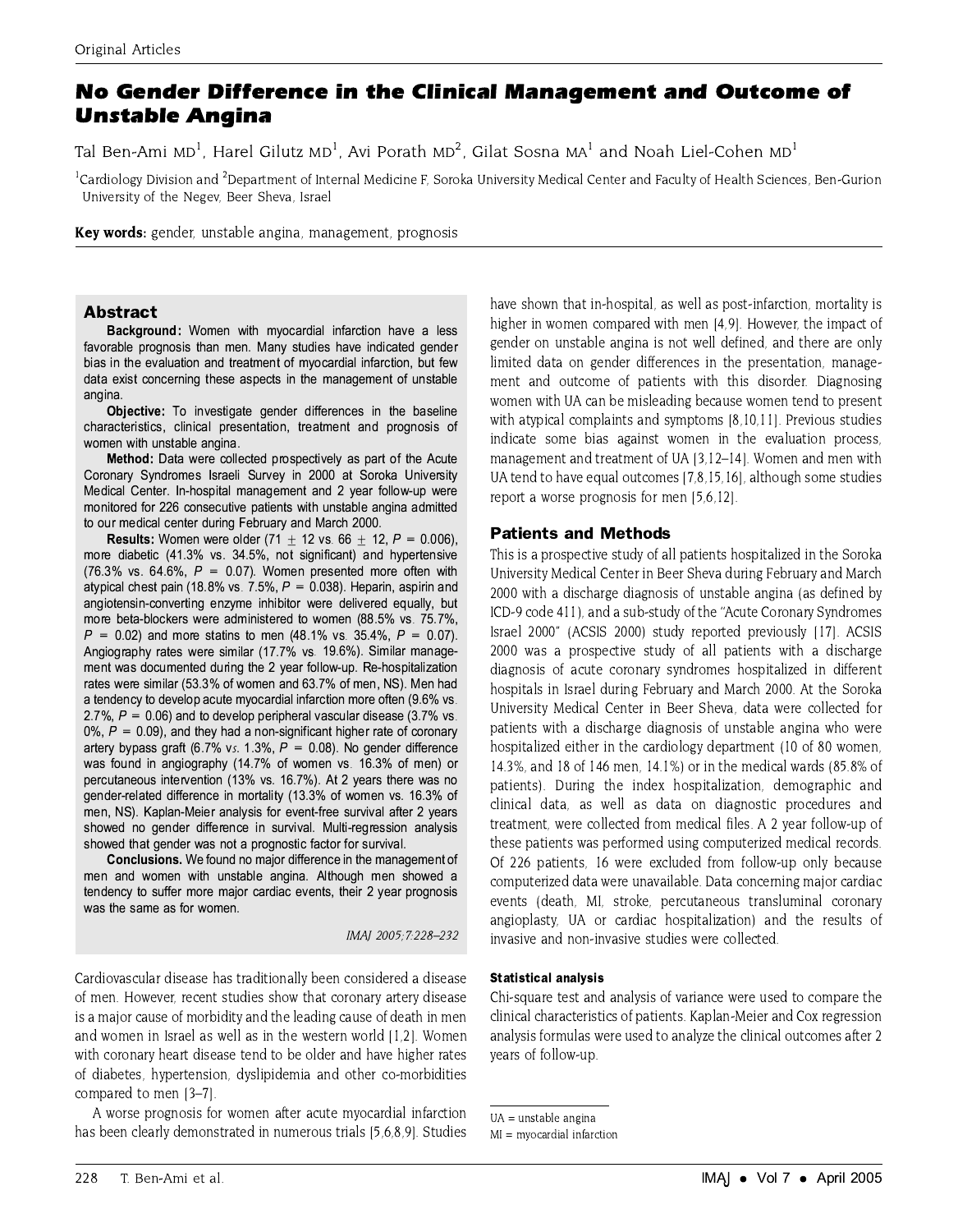Original Articles

# No Gender Difference in the Clinical Management and Outcome of Unstable Angina

Tal Ben-Ami MD[1], Harel Gilutz MD[1], Avi Porath MD[2], Gilat Sosna MA[1] and Noah Liel-Cohen MD[1]

[1]Cardiology Division and [2]Department of Internal Medicine F, Soroka University Medical Center and Faculty of Health Sciences, Ben-Gurion University of the Negev, Beer Sheva, Israel

**Key words:** gender, unstable angina, management, prognosis

## Abstract

**Background:** Women with myocardial infarction have a less favorable prognosis than men. Many studies have indicated gender bias in the evaluation and treatment of myocardial infarction, but few data exist concerning these aspects in the management of unstable angina.

**Objective:** To investigate gender differences in the baseline characteristics, clinical presentation, treatment and prognosis of women with unstable angina.

**Method:** Data were collected prospectively as part of the Acute Coronary Syndromes Israeli Survey in 2000 at Soroka University Medical Center. In-hospital management and 2 year follow-up were monitored for 226 consecutive patients with unstable angina admitted to our medical center during February and March 2000.

**Results:** Women were older (71 ± 12 vs. 66 ± 12, $P = 0.006$), more diabetic (41.3% vs. 34.5%, not significant) and hypertensive (76.3% vs. 64.6%, $P = 0.07$). Women presented more often with atypical chest pain (18.8% vs. 7.5%, $P = 0.038$). Heparin, aspirin and angiotensin-converting enzyme inhibitor were delivered equally, but more beta-blockers were administered to women (88.5% vs. 75.7%, $P = 0.02$) and more statins to men (48.1% vs. 35.4%, $P = 0.07$). Angiography rates were similar (17.7% vs. 19.6%). Similar management was documented during the 2 year follow-up. Re-hospitalization rates were similar (53.3% of women and 63.7% of men, NS). Men had a tendency to develop acute myocardial infarction more often (9.6% vs. 2.7%, $P = 0.06$) and to develop peripheral vascular disease (3.7% vs. 0%, $P = 0.09$), and they had a non-significant higher rate of coronary artery bypass graft (6.7% vs. 1.3%, $P = 0.08$). No gender difference was found in angiography (14.7% of women vs. 16.3% of men) or percutaneous intervention (13% vs. 16.7%). At 2 years there was no gender-related difference in mortality (13.3% of women vs. 16.3% of men, NS). Kaplan-Meier analysis for event-free survival after 2 years showed no gender difference in survival. Multi-regression analysis showed that gender was not a prognostic factor for survival.

**Conclusions.** We found no major difference in the management of men and women with unstable angina. Although men showed a tendency to suffer more major cardiac events, their 2 year prognosis was the same as for women.

*IMAJ 2005;7:228–232*

Cardiovascular disease has traditionally been considered a disease of men. However, recent studies show that coronary artery disease is a major cause of morbidity and the leading cause of death in men and women in Israel as well as in the western world [1,2]. Women with coronary heart disease tend to be older and have higher rates of diabetes, hypertension, dyslipidemia and other co-morbidities compared to men [3–7].

A worse prognosis for women after acute myocardial infarction has been clearly demonstrated in numerous trials [5,6,8,9]. Studies have shown that in-hospital, as well as post-infarction, mortality is higher in women compared with men [4,9]. However, the impact of gender on unstable angina is not well defined, and there are only limited data on gender differences in the presentation, management and outcome of patients with this disorder. Diagnosing women with UA can be misleading because women tend to present with atypical complaints and symptoms [8,10,11]. Previous studies indicate some bias against women in the evaluation process, management and treatment of UA [3,12–14]. Women and men with UA tend to have equal outcomes [7,8,15,16], although some studies report a worse prognosis for men [5,6,12].

## Patients and Methods

This is a prospective study of all patients hospitalized in the Soroka University Medical Center in Beer Sheva during February and March 2000 with a discharge diagnosis of unstable angina (as defined by ICD-9 code 411), and a sub-study of the "Acute Coronary Syndromes Israel 2000" (ACSIS 2000) study reported previously [17]. ACSIS 2000 was a prospective study of all patients with a discharge diagnosis of acute coronary syndromes hospitalized in different hospitals in Israel during February and March 2000. At the Soroka University Medical Center in Beer Sheva, data were collected for patients with a discharge diagnosis of unstable angina who were hospitalized either in the cardiology department (10 of 80 women, 14.3%, and 18 of 146 men, 14.1%) or in the medical wards (85.8% of patients). During the index hospitalization, demographic and clinical data, as well as data on diagnostic procedures and treatment, were collected from medical files. A 2 year follow-up of these patients was performed using computerized medical records. Of 226 patients, 16 were excluded from follow-up only because computerized data were unavailable. Data concerning major cardiac events (death, MI, stroke, percutaneous transluminal coronary angioplasty, UA or cardiac hospitalization) and the results of invasive and non-invasive studies were collected.

### Statistical analysis

Chi-square test and analysis of variance were used to compare the clinical characteristics of patients. Kaplan-Meier and Cox regression analysis formulas were used to analyze the clinical outcomes after 2 years of follow-up.

UA = unstable angina

MI = myocardial infarction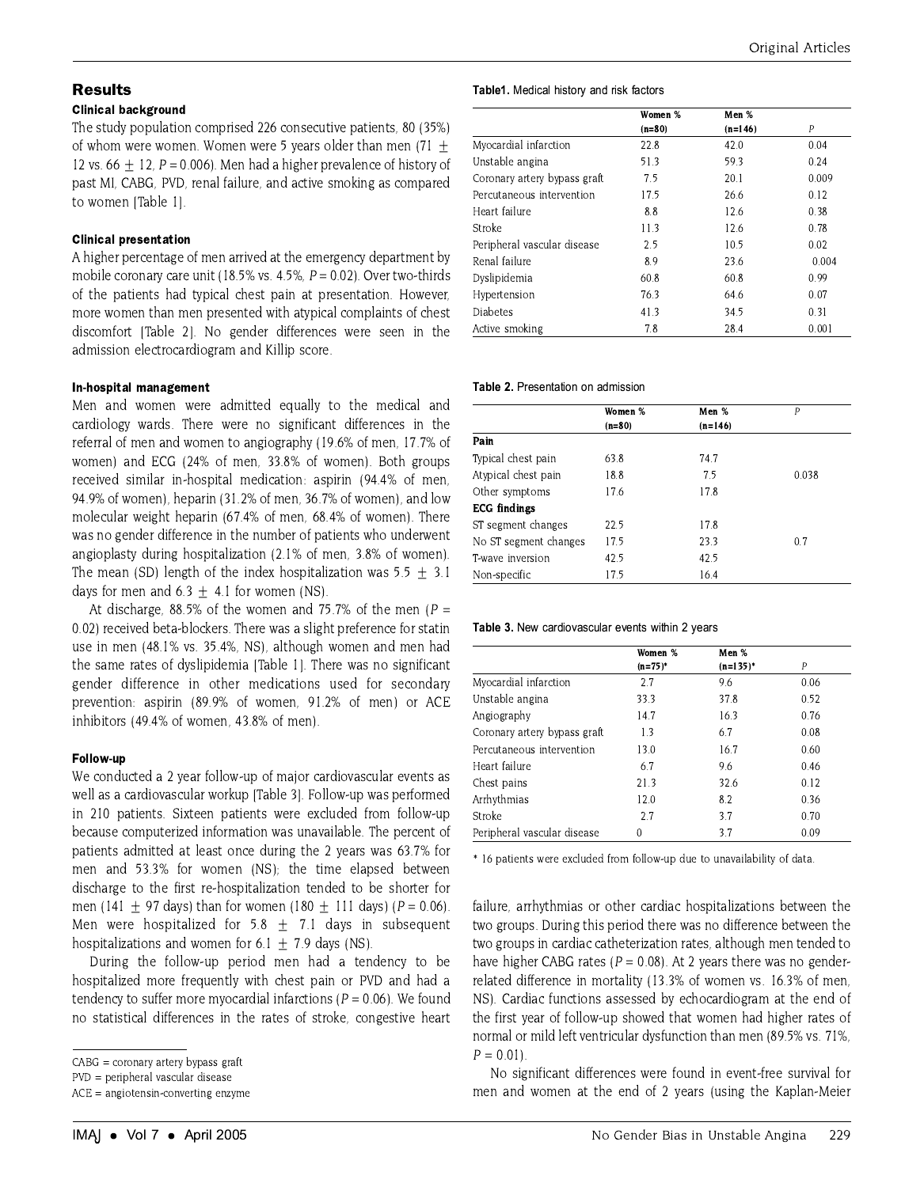## Results

### Clinical background

The study population comprised 226 consecutive patients, 80 (35%) of whom were women. Women were 5 years older than men (71 ± 12 vs. 66 ± 12, $P = 0.006$). Men had a higher prevalence of history of past MI, CABG, PVD, renal failure, and active smoking as compared to women [Table 1].

### Clinical presentation

A higher percentage of men arrived at the emergency department by mobile coronary care unit (18.5% vs. 4.5%, $P = 0.02$). Over two-thirds of the patients had typical chest pain at presentation. However, more women than men presented with atypical complaints of chest discomfort [Table 2]. No gender differences were seen in the admission electrocardiogram and Killip score.

### In-hospital management

Men and women were admitted equally to the medical and cardiology wards. There were no significant differences in the referral of men and women to angiography (19.6% of men, 17.7% of women) and ECG (24% of men, 33.8% of women). Both groups received similar in-hospital medication: aspirin (94.4% of men, 94.9% of women), heparin (31.2% of men, 36.7% of women), and low molecular weight heparin (67.4% of men, 68.4% of women). There was no gender difference in the number of patients who underwent angioplasty during hospitalization (2.1% of men, 3.8% of women). The mean (SD) length of the index hospitalization was 5.5 ± 3.1 days for men and 6.3 ± 4.1 for women (NS).

At discharge, 88.5% of the women and 75.7% of the men ($P = 0.02$) received beta-blockers. There was a slight preference for statin use in men (48.1% vs. 35.4%, NS), although women and men had the same rates of dyslipidemia [Table 1]. There was no significant gender difference in other medications used for secondary prevention: aspirin (89.9% of women, 91.2% of men) or ACE inhibitors (49.4% of women, 43.8% of men).

### Follow-up

We conducted a 2 year follow-up of major cardiovascular events as well as a cardiovascular workup [Table 3]. Follow-up was performed in 210 patients. Sixteen patients were excluded from follow-up because computerized information was unavailable. The percent of patients admitted at least once during the 2 years was 63.7% for men and 53.3% for women (NS); the time elapsed between discharge to the first re-hospitalization tended to be shorter for men (141 ± 97 days) than for women (180 ± 111 days) ($P = 0.06$). Men were hospitalized for 5.8 ± 7.1 days in subsequent hospitalizations and women for 6.1 ± 7.9 days (NS).

During the follow-up period men had a tendency to be hospitalized more frequently with chest pain or PVD and had a tendency to suffer more myocardial infarctions ($P = 0.06$). We found no statistical differences in the rates of stroke, congestive heart failure, arrhythmias or other cardiac hospitalizations between the two groups. During this period there was no difference between the two groups in cardiac catheterization rates, although men tended to have higher CABG rates ($P = 0.08$). At 2 years there was no gender-related difference in mortality (13.3% of women vs. 16.3% of men, NS). Cardiac functions assessed by echocardiogram at the end of the first year of follow-up showed that women had higher rates of normal or mild left ventricular dysfunction than men (89.5% vs. 71%, $P = 0.01$).

No significant differences were found in event-free survival for men and women at the end of 2 years (using the Kaplan-Meier

CABG = coronary artery bypass graft
PVD = peripheral vascular disease
ACE = angiotensin-converting enzyme

**Table1.** Medical history and risk factors

| | Women % (n=80) | Men % (n=146) | *P* |
|---|---|---|---|
| Myocardial infarction | 22.8 | 42.0 | 0.04 |
| Unstable angina | 51.3 | 59.3 | 0.24 |
| Coronary artery bypass graft | 7.5 | 20.1 | 0.009 |
| Percutaneous intervention | 17.5 | 26.6 | 0.12 |
| Heart failure | 8.8 | 12.6 | 0.38 |
| Stroke | 11.3 | 12.6 | 0.78 |
| Peripheral vascular disease | 2.5 | 10.5 | 0.02 |
| Renal failure | 8.9 | 23.6 | 0.004 |
| Dyslipidemia | 60.8 | 60.8 | 0.99 |
| Hypertension | 76.3 | 64.6 | 0.07 |
| Diabetes | 41.3 | 34.5 | 0.31 |
| Active smoking | 7.8 | 28.4 | 0.001 |

**Table 2.** Presentation on admission

| | Women % (n=80) | Men % (n=146) | *P* |
|---|---|---|---|
| **Pain** | | | |
| Typical chest pain | 63.8 | 74.7 | |
| Atypical chest pain | 18.8 | 7.5 | 0.038 |
| Other symptoms | 17.6 | 17.8 | |
| **ECG findings** | | | |
| ST segment changes | 22.5 | 17.8 | |
| No ST segment changes | 17.5 | 23.3 | 0.7 |
| T-wave inversion | 42.5 | 42.5 | |
| Non-specific | 17.5 | 16.4 | |

**Table 3.** New cardiovascular events within 2 years

| | Women % (n=75)* | Men % (n=135)* | *P* |
|---|---|---|---|
| Myocardial infarction | 2.7 | 9.6 | 0.06 |
| Unstable angina | 33.3 | 37.8 | 0.52 |
| Angiography | 14.7 | 16.3 | 0.76 |
| Coronary artery bypass graft | 1.3 | 6.7 | 0.08 |
| Percutaneous intervention | 13.0 | 16.7 | 0.60 |
| Heart failure | 6.7 | 9.6 | 0.46 |
| Chest pains | 21.3 | 32.6 | 0.12 |
| Arrhythmias | 12.0 | 8.2 | 0.36 |
| Stroke | 2.7 | 3.7 | 0.70 |
| Peripheral vascular disease | 0 | 3.7 | 0.09 |

* 16 patients were excluded from follow-up due to unavailability of data.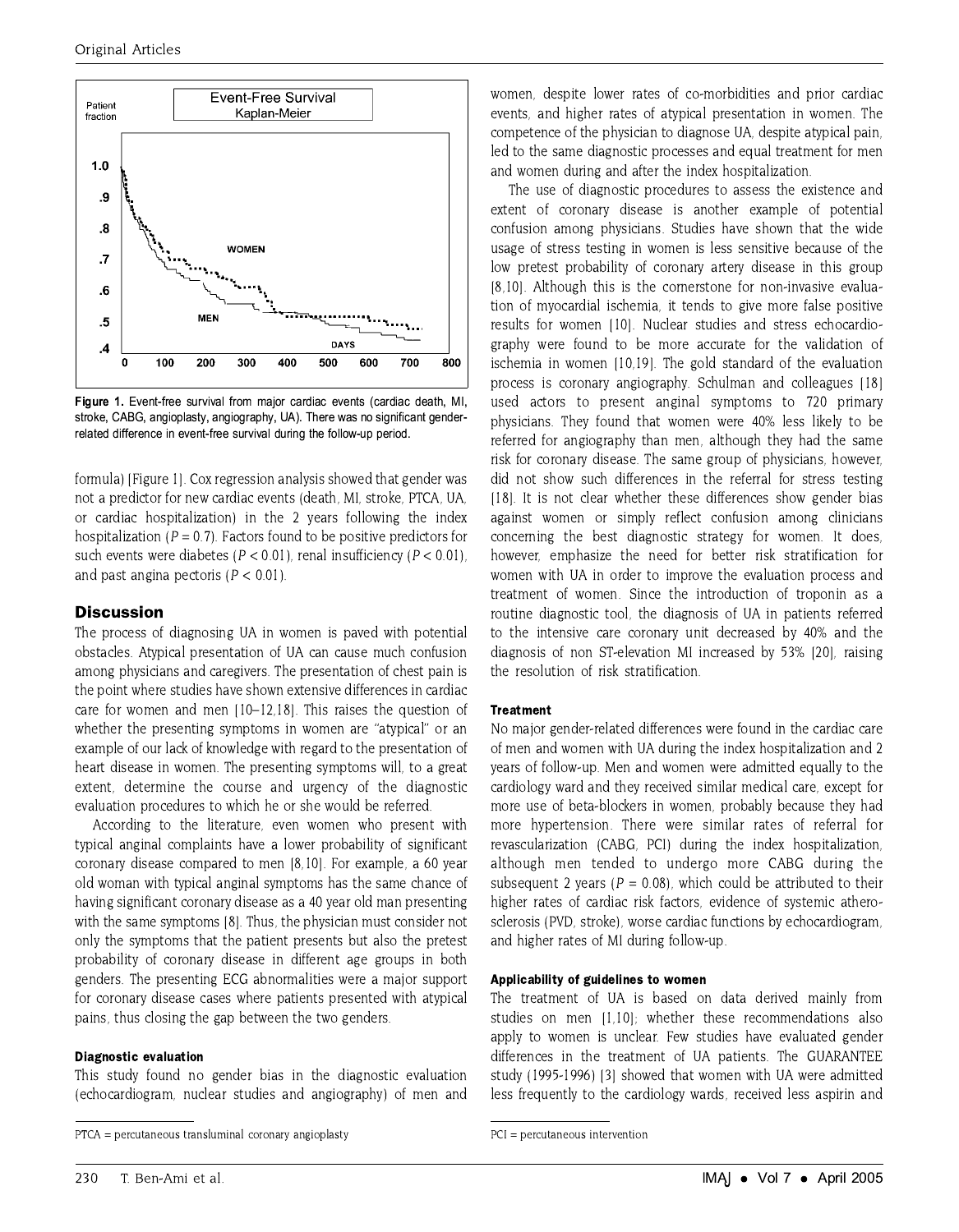Figure 1. Event-free survival from major cardiac events (cardiac death, MI, stroke, CABG, angioplasty, angiography, UA). There was no significant gender-related difference in event-free survival during the follow-up period.

formula) [Figure 1]. Cox regression analysis showed that gender was not a predictor for new cardiac events (death, MI, stroke, PTCA, UA, or cardiac hospitalization) in the 2 years following the index hospitalization ($P = 0.7$). Factors found to be positive predictors for such events were diabetes ($P < 0.01$), renal insufficiency ($P < 0.01$), and past angina pectoris ($P < 0.01$).

## Discussion

The process of diagnosing UA in women is paved with potential obstacles. Atypical presentation of UA can cause much confusion among physicians and caregivers. The presentation of chest pain is the point where studies have shown extensive differences in cardiac care for women and men [10–12,18]. This raises the question of whether the presenting symptoms in women are "atypical" or an example of our lack of knowledge with regard to the presentation of heart disease in women. The presenting symptoms will, to a great extent, determine the course and urgency of the diagnostic evaluation procedures to which he or she would be referred.

According to the literature, even women who present with typical anginal complaints have a lower probability of significant coronary disease compared to men [8,10]. For example, a 60 year old woman with typical anginal symptoms has the same chance of having significant coronary disease as a 40 year old man presenting with the same symptoms [8]. Thus, the physician must consider not only the symptoms that the patient presents but also the pretest probability of coronary disease in different age groups in both genders. The presenting ECG abnormalities were a major support for coronary disease cases where patients presented with atypical pains, thus closing the gap between the two genders.

### Diagnostic evaluation

This study found no gender bias in the diagnostic evaluation (echocardiogram, nuclear studies and angiography) of men and women, despite lower rates of co-morbidities and prior cardiac events, and higher rates of atypical presentation in women. The competence of the physician to diagnose UA, despite atypical pain, led to the same diagnostic processes and equal treatment for men and women during and after the index hospitalization.

The use of diagnostic procedures to assess the existence and extent of coronary disease is another example of potential confusion among physicians. Studies have shown that the wide usage of stress testing in women is less sensitive because of the low pretest probability of coronary artery disease in this group [8,10]. Although this is the cornerstone for non-invasive evaluation of myocardial ischemia, it tends to give more false positive results for women [10]. Nuclear studies and stress echocardiography were found to be more accurate for the validation of ischemia in women [10,19]. The gold standard of the evaluation process is coronary angiography. Schulman and colleagues [18] used actors to present anginal symptoms to 720 primary physicians. They found that women were 40% less likely to be referred for angiography than men, although they had the same risk for coronary disease. The same group of physicians, however, did not show such differences in the referral for stress testing [18]. It is not clear whether these differences show gender bias against women or simply reflect confusion among clinicians concerning the best diagnostic strategy for women. It does, however, emphasize the need for better risk stratification for women with UA in order to improve the evaluation process and treatment of women. Since the introduction of troponin as a routine diagnostic tool, the diagnosis of UA in patients referred to the intensive care coronary unit decreased by 40% and the diagnosis of non ST-elevation MI increased by 53% [20], raising the resolution of risk stratification.

### Treatment

No major gender-related differences were found in the cardiac care of men and women with UA during the index hospitalization and 2 years of follow-up. Men and women were admitted equally to the cardiology ward and they received similar medical care, except for more use of beta-blockers in women, probably because they had more hypertension. There were similar rates of referral for revascularization (CABG, PCI) during the index hospitalization, although men tended to undergo more CABG during the subsequent 2 years ($P = 0.08$), which could be attributed to their higher rates of cardiac risk factors, evidence of systemic atherosclerosis (PVD, stroke), worse cardiac functions by echocardiogram, and higher rates of MI during follow-up.

### Applicability of guidelines to women

The treatment of UA is based on data derived mainly from studies on men [1,10]; whether these recommendations also apply to women is unclear. Few studies have evaluated gender differences in the treatment of UA patients. The GUARANTEE study (1995-1996) [3] showed that women with UA were admitted less frequently to the cardiology wards, received less aspirin and

PTCA = percutaneous transluminal coronary angioplasty

PCI = percutaneous intervention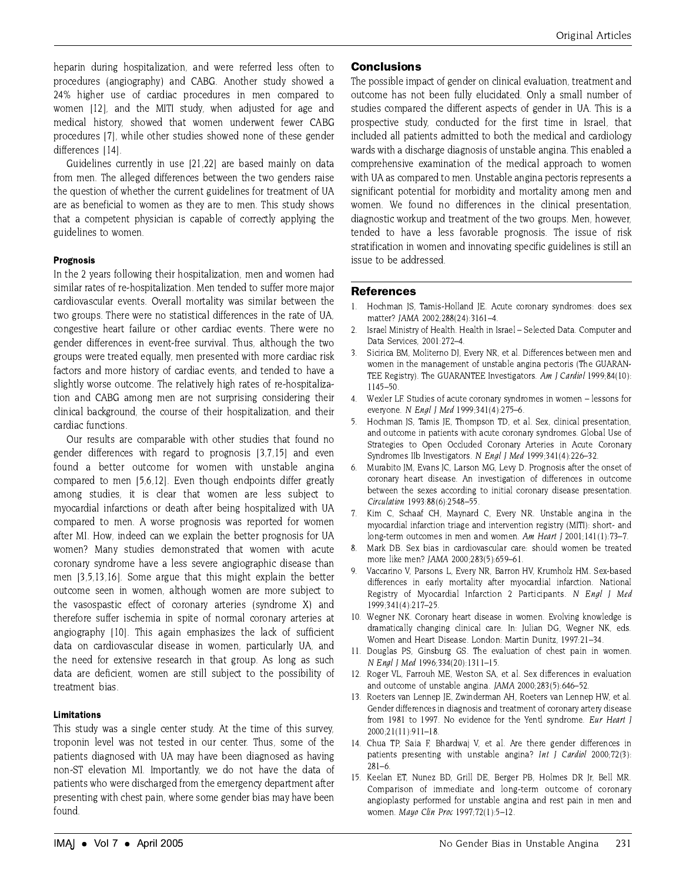heparin during hospitalization, and were referred less often to procedures (angiography) and CABG. Another study showed a 24% higher use of cardiac procedures in men compared to women [12], and the MITI study, when adjusted for age and medical history, showed that women underwent fewer CABG procedures [7], while other studies showed none of these gender differences [14].

Guidelines currently in use [21,22] are based mainly on data from men. The alleged differences between the two genders raise the question of whether the current guidelines for treatment of UA are as beneficial to women as they are to men. This study shows that a competent physician is capable of correctly applying the guidelines to women.

#### Prognosis

In the 2 years following their hospitalization, men and women had similar rates of re-hospitalization. Men tended to suffer more major cardiovascular events. Overall mortality was similar between the two groups. There were no statistical differences in the rate of UA, congestive heart failure or other cardiac events. There were no gender differences in event-free survival. Thus, although the two groups were treated equally, men presented with more cardiac risk factors and more history of cardiac events, and tended to have a slightly worse outcome. The relatively high rates of re-hospitalization and CABG among men are not surprising considering their clinical background, the course of their hospitalization, and their cardiac functions.

Our results are comparable with other studies that found no gender differences with regard to prognosis [3,7,15] and even found a better outcome for women with unstable angina compared to men [5,6,12]. Even though endpoints differ greatly among studies, it is clear that women are less subject to myocardial infarctions or death after being hospitalized with UA compared to men. A worse prognosis was reported for women after MI. How, indeed can we explain the better prognosis for UA women? Many studies demonstrated that women with acute coronary syndrome have a less severe angiographic disease than men [3,5,13,16]. Some argue that this might explain the better outcome seen in women, although women are more subject to the vasospastic effect of coronary arteries (syndrome X) and therefore suffer ischemia in spite of normal coronary arteries at angiography [10]. This again emphasizes the lack of sufficient data on cardiovascular disease in women, particularly UA, and the need for extensive research in that group. As long as such data are deficient, women are still subject to the possibility of treatment bias.

#### Limitations

This study was a single center study. At the time of this survey, troponin level was not tested in our center. Thus, some of the patients diagnosed with UA may have been diagnosed as having non-ST elevation MI. Importantly, we do not have the data of patients who were discharged from the emergency department after presenting with chest pain, where some gender bias may have been found.

## Conclusions

The possible impact of gender on clinical evaluation, treatment and outcome has not been fully elucidated. Only a small number of studies compared the different aspects of gender in UA. This is a prospective study, conducted for the first time in Israel, that included all patients admitted to both the medical and cardiology wards with a discharge diagnosis of unstable angina. This enabled a comprehensive examination of the medical approach to women with UA as compared to men. Unstable angina pectoris represents a significant potential for morbidity and mortality among men and women. We found no differences in the clinical presentation, diagnostic workup and treatment of the two groups. Men, however, tended to have a less favorable prognosis. The issue of risk stratification in women and innovating specific guidelines is still an issue to be addressed.

## References

1. Hochman JS, Tamis-Holland JE. Acute coronary syndromes: does sex matter? *JAMA* 2002;288(24):3161–4.
2. Israel Ministry of Health. Health in Israel – Selected Data. Computer and Data Services, 2001:272–4.
3. Sicirica BM, Moliterno DJ, Every NR, et al. Differences between men and women in the management of unstable angina pectoris (The GUARANTEE Registry). The GUARANTEE Investigators. *Am J Cardiol* 1999;84(10):1145–50.
4. Wexler LF. Studies of acute coronary syndromes in women – lessons for everyone. *N Engl J Med* 1999;341(4):275–6.
5. Hochman JS, Tamis JE, Thompson TD, et al. Sex, clinical presentation, and outcome in patients with acute coronary syndromes. Global Use of Strategies to Open Occluded Coronary Arteries in Acute Coronary Syndromes IIb Investigators. *N Engl J Med* 1999;341(4):226–32.
6. Murabito JM, Evans JC, Larson MG, Levy D. Prognosis after the onset of coronary heart disease. An investigation of differences in outcome between the sexes according to initial coronary disease presentation. *Circulation* 1993:88(6):2548–55.
7. Kim C, Schaaf CH, Maynard C, Every NR. Unstable angina in the myocardial infarction triage and intervention registry (MITI): short- and long-term outcomes in men and women. *Am Heart J* 2001;141(1):73–7.
8. Mark DB. Sex bias in cardiovascular care: should women be treated more like men? *JAMA* 2000;283(5):659–61.
9. Vaccarino V, Parsons L, Every NR, Barron HV, Krumholz HM. Sex-based differences in early mortality after myocardial infarction. National Registry of Myocardial Infarction 2 Participants. *N Engl J Med* 1999;341(4):217–25.
10. Wegner NK. Coronary heart disease in women. Evolving knowledge is dramatically changing clinical care. In: Julian DG, Wegner NK, eds. Women and Heart Disease. London: Martin Dunitz, 1997:21–34.
11. Douglas PS, Ginsburg GS. The evaluation of chest pain in women. *N Engl J Med* 1996;334(20):1311–15.
12. Roger VL, Farrouh ME, Weston SA, et al. Sex differences in evaluation and outcome of unstable angina. *JAMA* 2000;283(5):646–52.
13. Roeters van Lennep JE, Zwinderman AH, Roeters van Lennep HW, et al. Gender differences in diagnosis and treatment of coronary artery disease from 1981 to 1997. No evidence for the Yentl syndrome. *Eur Heart J* 2000;21(11):911–18.
14. Chua TP, Saia F, Bhardwaj V, et al. Are there gender differences in patients presenting with unstable angina? *Int J Cardiol* 2000;72(3):281–6.
15. Keelan ET, Nunez BD, Grill DE, Berger PB, Holmes DR Jr, Bell MR. Comparison of immediate and long-term outcome of coronary angioplasty performed for unstable angina and rest pain in men and women. *Mayo Clin Proc* 1997;72(1):5–12.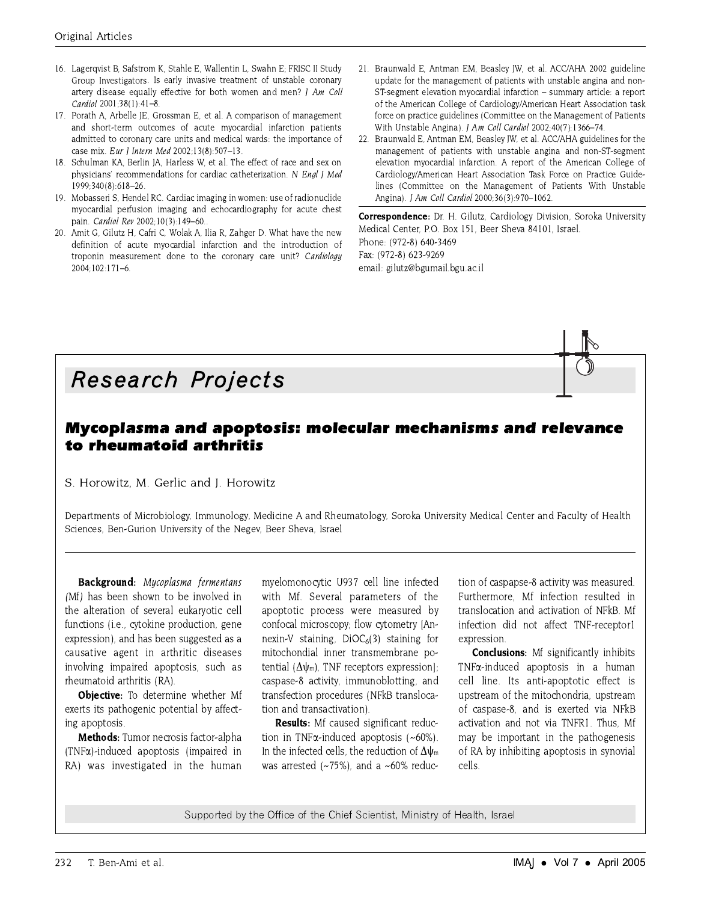16. Lagerqvist B, Safstrom K, Stahle E, Wallentin L, Swahn E; FRISC II Study Group Investigators. Is early invasive treatment of unstable coronary artery disease equally effective for both women and men? *J Am Coll Cardiol* 2001;38(1):41–8.
17. Porath A, Arbelle JE, Grossman E, et al. A comparison of management and short-term outcomes of acute myocardial infarction patients admitted to coronary care units and medical wards: the importance of case mix. *Eur J Intern Med* 2002;13(8):507–13.
18. Schulman KA, Berlin JA, Harless W, et al. The effect of race and sex on physicians' recommendations for cardiac catheterization. *N Engl J Med* 1999;340(8):618–26.
19. Mobasseri S, Hendel RC. Cardiac imaging in women: use of radionuclide myocardial perfusion imaging and echocardiography for acute chest pain. *Cardiol Rev* 2002;10(3):149–60..
20. Amit G, Gilutz H, Cafri C, Wolak A, Ilia R, Zahger D. What have the new definition of acute myocardial infarction and the introduction of troponin measurement done to the coronary care unit? *Cardiology* 2004;102:171–6.
21. Braunwald E, Antman EM, Beasley JW, et al. ACC/AHA 2002 guideline update for the management of patients with unstable angina and non-ST-segment elevation myocardial infarction – summary article: a report of the American College of Cardiology/American Heart Association task force on practice guidelines (Committee on the Management of Patients With Unstable Angina). *J Am Coll Cardiol* 2002;40(7):1366–74.
22. Braunwald E, Antman EM, Beasley JW, et al. ACC/AHA guidelines for the management of patients with unstable angina and non-ST-segment elevation myocardial infarction. A report of the American College of Cardiology/American Heart Association Task Force on Practice Guidelines (Committee on the Management of Patients With Unstable Angina). *J Am Coll Cardiol* 2000;36(3):970–1062.

**Correspondence:** Dr. H. Gilutz, Cardiology Division, Soroka University Medical Center, P.O. Box 151, Beer Sheva 84101, Israel.
Phone: (972-8) 640-3469
Fax: (972-8) 623-9269
email: gilutz@bgumail.bgu.ac.il

# Research Projects

## Mycoplasma and apoptosis: molecular mechanisms and relevance to rheumatoid arthritis

S. Horowitz, M. Gerlic and J. Horowitz

Departments of Microbiology, Immunology, Medicine A and Rheumatology, Soroka University Medical Center and Faculty of Health Sciences, Ben-Gurion University of the Negev, Beer Sheva, Israel

**Background:** *Mycoplasma fermentans* (Mf) has been shown to be involved in the alteration of several eukaryotic cell functions (i.e., cytokine production, gene expression), and has been suggested as a causative agent in arthritic diseases involving impaired apoptosis, such as rheumatoid arthritis (RA).

**Objective:** To determine whether Mf exerts its pathogenic potential by affecting apoptosis.

**Methods:** Tumor necrosis factor-alpha (TNF$\alpha$)-induced apoptosis (impaired in RA) was investigated in the human myelomonocytic U937 cell line infected with Mf. Several parameters of the apoptotic process were measured by confocal microscopy; flow cytometry [Annexin-V staining, $DiOC_6(3)$ staining for mitochondial inner transmembrane potential ($\Delta\psi_m$), TNF receptors expression]; caspase-8 activity, immunoblotting, and transfection procedures (NFkB translocation and transactivation).

**Results:** Mf caused significant reduction in TNF$\alpha$-induced apoptosis (~60%). In the infected cells, the reduction of $\Delta\psi_m$ was arrested (~75%), and a ~60% reduction of caspapse-8 activity was measured. Furthermore, Mf infection resulted in translocation and activation of NFkB. Mf infection did not affect TNF-receptor1 expression.

**Conclusions:** Mf significantly inhibits TNF$\alpha$-induced apoptosis in a human cell line. Its anti-apoptotic effect is upstream of the mitochondria, upstream of caspase-8, and is exerted via NFkB activation and not via TNFR1. Thus, Mf may be important in the pathogenesis of RA by inhibiting apoptosis in synovial cells.

Supported by the Office of the Chief Scientist, Ministry of Health, Israel